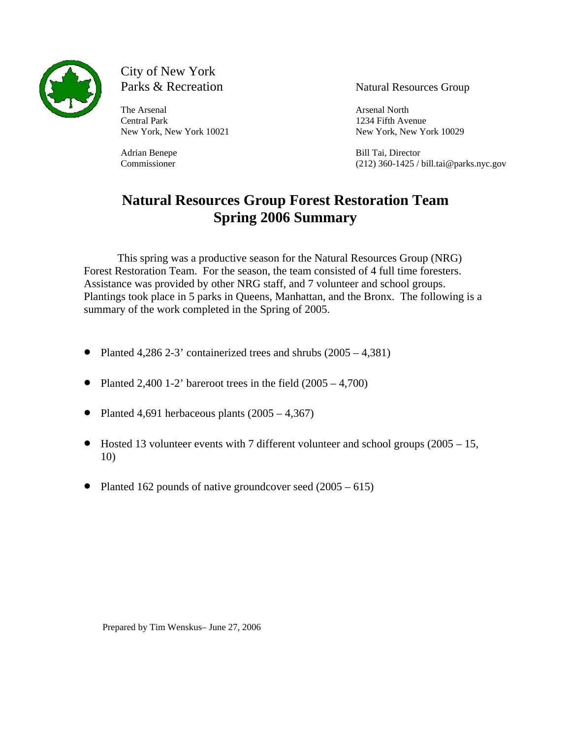City of New York
Parks & Recreation

The Arsenal
Central Park
New York, New York 10021

Adrian Benepe
Commissioner

Natural Resources Group

Arsenal North
1234 Fifth Avenue
New York, New York 10029

Bill Tai, Director
(212) 360-1425 / bill.tai@parks.nyc.gov

# Natural Resources Group Forest Restoration Team Spring 2006 Summary

This spring was a productive season for the Natural Resources Group (NRG) Forest Restoration Team. For the season, the team consisted of 4 full time foresters. Assistance was provided by other NRG staff, and 7 volunteer and school groups. Plantings took place in 5 parks in Queens, Manhattan, and the Bronx. The following is a summary of the work completed in the Spring of 2005.

- Planted 4,286 2-3' containerized trees and shrubs (2005 – 4,381)
- Planted 2,400 1-2' bareroot trees in the field (2005 – 4,700)
- Planted 4,691 herbaceous plants (2005 – 4,367)
- Hosted 13 volunteer events with 7 different volunteer and school groups (2005 – 15, 10)
- Planted 162 pounds of native groundcover seed (2005 – 615)

Prepared by Tim Wenskus– June 27, 2006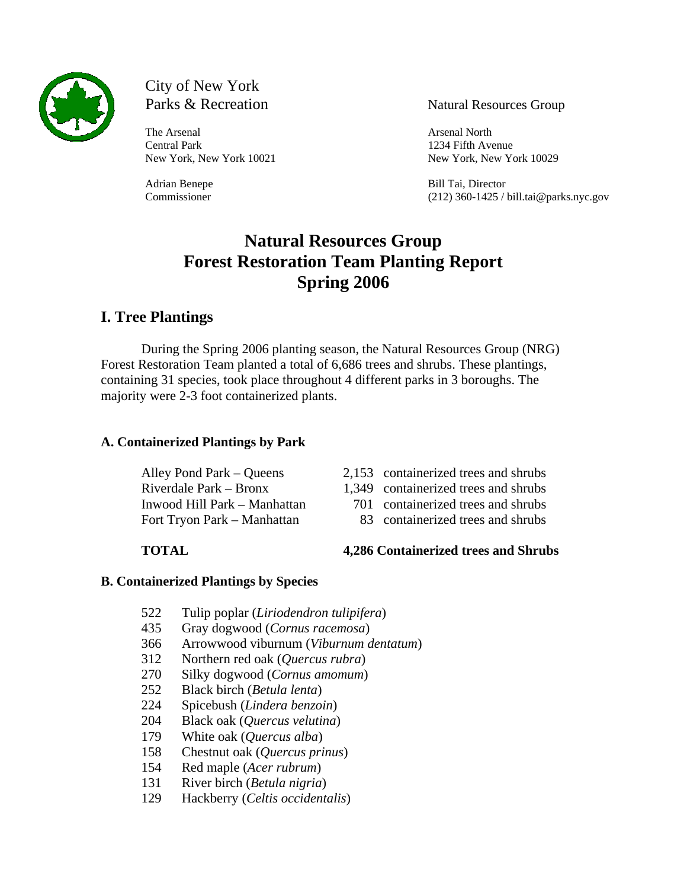City of New York
Parks & Recreation

The Arsenal
Central Park
New York, New York 10021

Adrian Benepe
Commissioner

Natural Resources Group

Arsenal North
1234 Fifth Avenue
New York, New York 10029

Bill Tai, Director
(212) 360-1425 / bill.tai@parks.nyc.gov

# Natural Resources Group
# Forest Restoration Team Planting Report
# Spring 2006

## I. Tree Plantings

During the Spring 2006 planting season, the Natural Resources Group (NRG) Forest Restoration Team planted a total of 6,686 trees and shrubs. These plantings, containing 31 species, took place throughout 4 different parks in 3 boroughs. The majority were 2-3 foot containerized plants.

### A. Containerized Plantings by Park

| | |
|---|---|
| Alley Pond Park – Queens | 2,153 containerized trees and shrubs |
| Riverdale Park – Bronx | 1,349 containerized trees and shrubs |
| Inwood Hill Park – Manhattan | 701 containerized trees and shrubs |
| Fort Tryon Park – Manhattan | 83 containerized trees and shrubs |
| **TOTAL** | **4,286 Containerized trees and Shrubs** |

### B. Containerized Plantings by Species

| | |
|---|---|
| 522 | Tulip poplar (*Liriodendron tulipifera*) |
| 435 | Gray dogwood (*Cornus racemosa*) |
| 366 | Arrowwood viburnum (*Viburnum dentatum*) |
| 312 | Northern red oak (*Quercus rubra*) |
| 270 | Silky dogwood (*Cornus amomum*) |
| 252 | Black birch (*Betula lenta*) |
| 224 | Spicebush (*Lindera benzoin*) |
| 204 | Black oak (*Quercus velutina*) |
| 179 | White oak (*Quercus alba*) |
| 158 | Chestnut oak (*Quercus prinus*) |
| 154 | Red maple (*Acer rubrum*) |
| 131 | River birch (*Betula nigria*) |
| 129 | Hackberry (*Celtis occidentalis*) |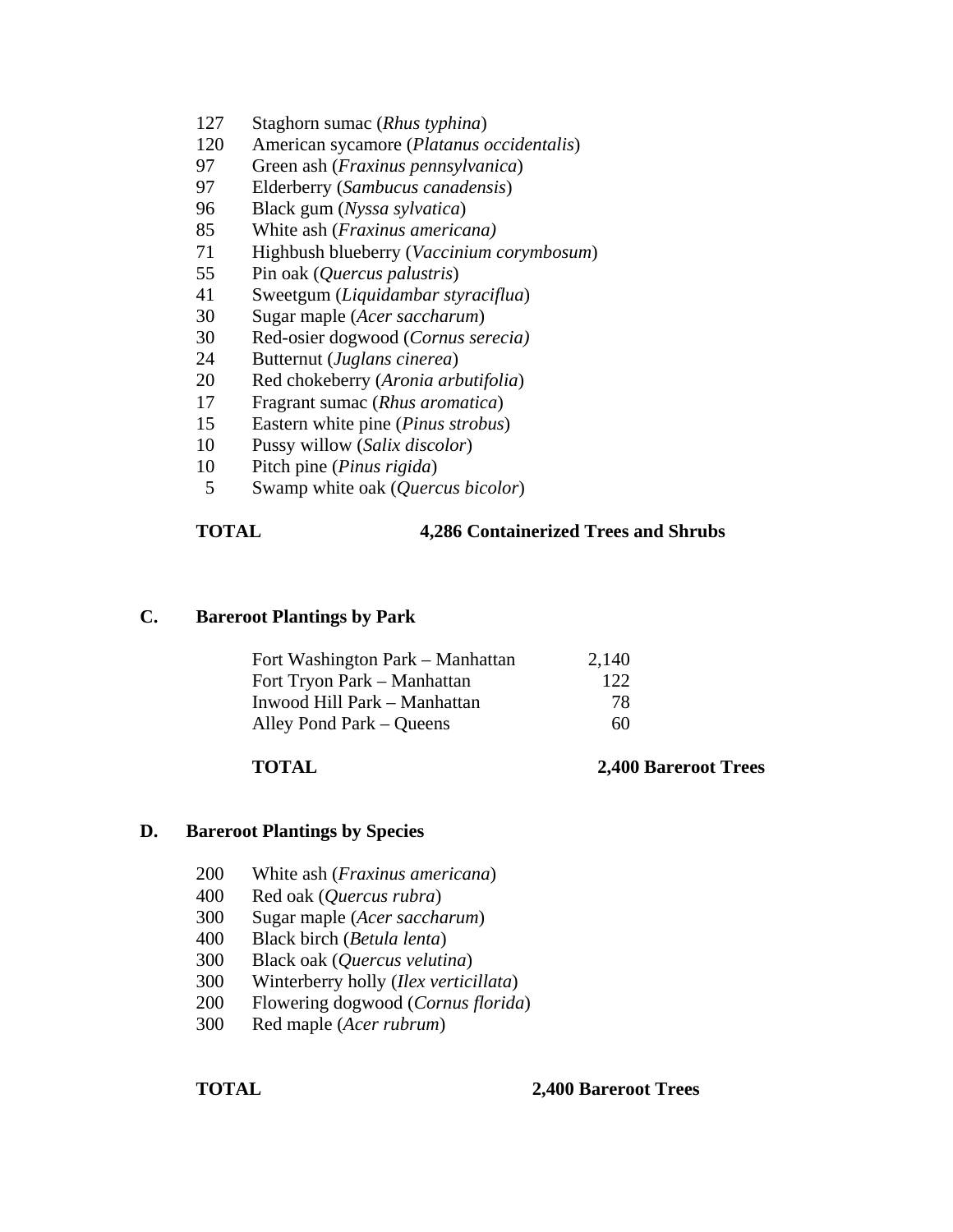127 Staghorn sumac (*Rhus typhina*)
120 American sycamore (*Platanus occidentalis*)
97 Green ash (*Fraxinus pennsylvanica*)
97 Elderberry (*Sambucus canadensis*)
96 Black gum (*Nyssa sylvatica*)
85 White ash (*Fraxinus americana)*
71 Highbush blueberry (*Vaccinium corymbosum*)
55 Pin oak (*Quercus palustris*)
41 Sweetgum (*Liquidambar styraciflua*)
30 Sugar maple (*Acer saccharum*)
30 Red-osier dogwood (*Cornus serecia)*
24 Butternut (*Juglans cinerea*)
20 Red chokeberry (*Aronia arbutifolia*)
17 Fragrant sumac (*Rhus aromatica*)
15 Eastern white pine (*Pinus strobus*)
10 Pussy willow (*Salix discolor*)
10 Pitch pine (*Pinus rigida*)
5 Swamp white oak (*Quercus bicolor*)

**TOTAL** **4,286 Containerized Trees and Shrubs**

## C. Bareroot Plantings by Park

| Park | Number |
|---|---|
| Fort Washington Park – Manhattan | 2,140 |
| Fort Tryon Park – Manhattan | 122 |
| Inwood Hill Park – Manhattan | 78 |
| Alley Pond Park – Queens | 60 |
| **TOTAL** | **2,400 Bareroot Trees** |

## D. Bareroot Plantings by Species

200 White ash (*Fraxinus americana*)
400 Red oak (*Quercus rubra*)
300 Sugar maple (*Acer saccharum*)
400 Black birch (*Betula lenta*)
300 Black oak (*Quercus velutina*)
300 Winterberry holly (*Ilex verticillata*)
200 Flowering dogwood (*Cornus florida*)
300 Red maple (*Acer rubrum*)

**TOTAL** **2,400 Bareroot Trees**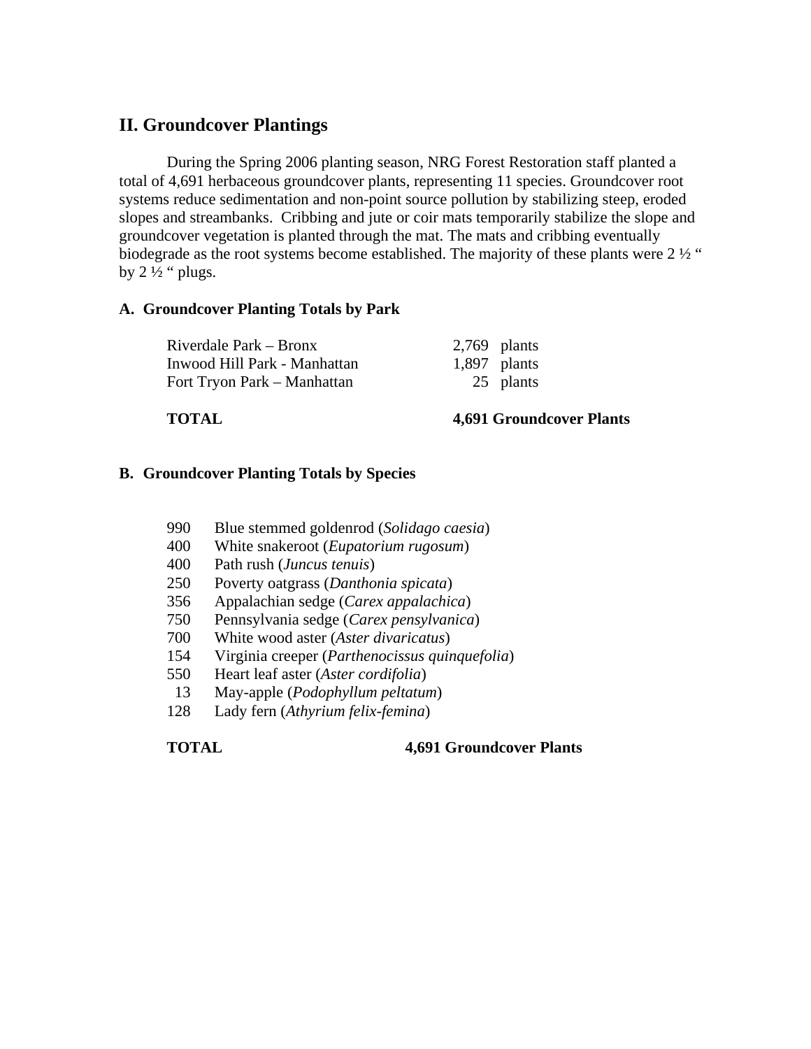## II. Groundcover Plantings

During the Spring 2006 planting season, NRG Forest Restoration staff planted a total of 4,691 herbaceous groundcover plants, representing 11 species. Groundcover root systems reduce sedimentation and non-point source pollution by stabilizing steep, eroded slopes and streambanks. Cribbing and jute or coir mats temporarily stabilize the slope and groundcover vegetation is planted through the mat. The mats and cribbing eventually biodegrade as the root systems become established. The majority of these plants were 2 ½ " by 2 ½ " plugs.

### A. Groundcover Planting Totals by Park

| Park | Plants |
|---|---|
| Riverdale Park – Bronx | 2,769 plants |
| Inwood Hill Park - Manhattan | 1,897 plants |
| Fort Tryon Park – Manhattan | 25 plants |
| **TOTAL** | **4,691 Groundcover Plants** |

### B. Groundcover Planting Totals by Species

| Count | Species |
|---|---|
| 990 | Blue stemmed goldenrod (*Solidago caesia*) |
| 400 | White snakeroot (*Eupatorium rugosum*) |
| 400 | Path rush (*Juncus tenuis*) |
| 250 | Poverty oatgrass (*Danthonia spicata*) |
| 356 | Appalachian sedge (*Carex appalachica*) |
| 750 | Pennsylvania sedge (*Carex pensylvanica*) |
| 700 | White wood aster (*Aster divaricatus*) |
| 154 | Virginia creeper (*Parthenocissus quinquefolia*) |
| 550 | Heart leaf aster (*Aster cordifolia*) |
| 13 | May-apple (*Podophyllum peltatum*) |
| 128 | Lady fern (*Athyrium felix-femina*) |
| **TOTAL** | **4,691 Groundcover Plants** |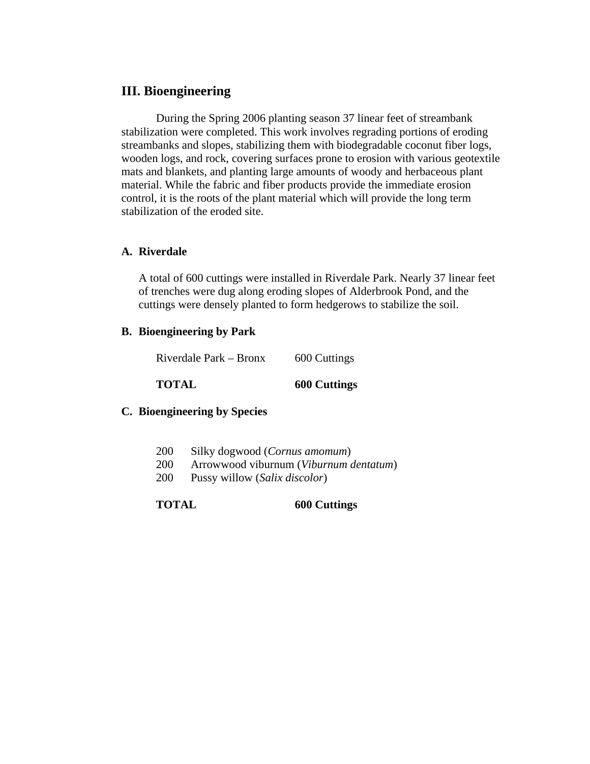## III. Bioengineering

During the Spring 2006 planting season 37 linear feet of streambank stabilization were completed. This work involves regrading portions of eroding streambanks and slopes, stabilizing them with biodegradable coconut fiber logs, wooden logs, and rock, covering surfaces prone to erosion with various geotextile mats and blankets, and planting large amounts of woody and herbaceous plant material. While the fabric and fiber products provide the immediate erosion control, it is the roots of the plant material which will provide the long term stabilization of the eroded site.

### A. Riverdale

A total of 600 cuttings were installed in Riverdale Park. Nearly 37 linear feet of trenches were dug along eroding slopes of Alderbrook Pond, and the cuttings were densely planted to form hedgerows to stabilize the soil.

### B. Bioengineering by Park

| | |
|---|---|
| Riverdale Park – Bronx | 600 Cuttings |
| **TOTAL** | **600 Cuttings** |

### C. Bioengineering by Species

| | |
|---|---|
| 200 | Silky dogwood (*Cornus amomum*) |
| 200 | Arrowwood viburnum (*Viburnum dentatum*) |
| 200 | Pussy willow (*Salix discolor*) |

**TOTAL** **600 Cuttings**